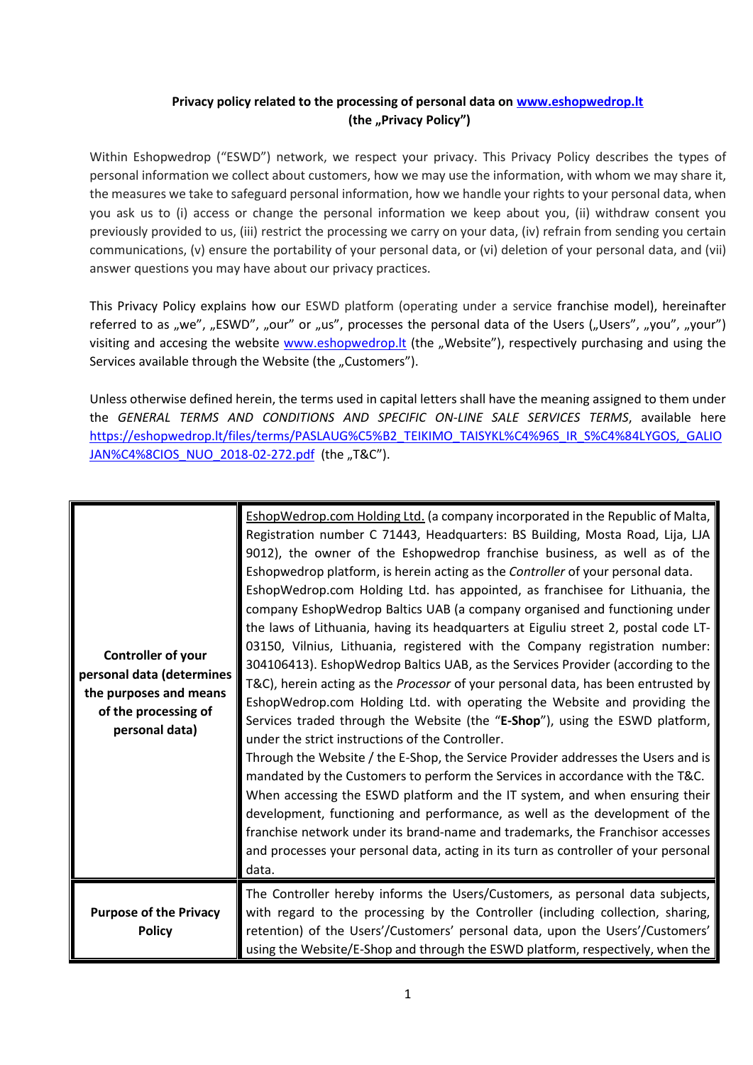**Privacy policy related to the processing of personal data on [www.eshopwedrop.lt](www.eshopwedrop.lt)**
**(the „Privacy Policy")**

Within Eshopwedrop ("ESWD") network, we respect your privacy. This Privacy Policy describes the types of personal information we collect about customers, how we may use the information, with whom we may share it, the measures we take to safeguard personal information, how we handle your rights to your personal data, when you ask us to (i) access or change the personal information we keep about you, (ii) withdraw consent you previously provided to us, (iii) restrict the processing we carry on your data, (iv) refrain from sending you certain communications, (v) ensure the portability of your personal data, or (vi) deletion of your personal data, and (vii) answer questions you may have about our privacy practices.

This Privacy Policy explains how our ESWD platform (operating under a service franchise model), hereinafter referred to as „we", „ESWD", „our" or „us", processes the personal data of the Users („Users", „you", „your") visiting and accesing the website [www.eshopwedrop.lt](www.eshopwedrop.lt) (the „Website"), respectively purchasing and using the Services available through the Website (the „Customers").

Unless otherwise defined herein, the terms used in capital letters shall have the meaning assigned to them under the *GENERAL TERMS AND CONDITIONS AND SPECIFIC ON-LINE SALE SERVICES TERMS*, available here [https://eshopwedrop.lt/files/terms/PASLAUG%C5%B2_TEIKIMO_TAISYKL%C4%96S_IR_S%C4%84LYGOS,_GALIOJAN%C4%8CIOS_NUO_2018-02-272.pdf](https://eshopwedrop.lt/files/terms/PASLAUG%C5%B2_TEIKIMO_TAISYKL%C4%96S_IR_S%C4%84LYGOS,_GALIOJAN%C4%8CIOS_NUO_2018-02-272.pdf) (the „T&C").

| | |
|---|---|
| **Controller of your personal data (determines the purposes and means of the processing of personal data)** | EshopWedrop.com Holding Ltd. (a company incorporated in the Republic of Malta, Registration number C 71443, Headquarters: BS Building, Mosta Road, Lija, LJA 9012), the owner of the Eshopwedrop franchise business, as well as of the Eshopwedrop platform, is herein acting as the *Controller* of your personal data. EshopWedrop.com Holding Ltd. has appointed, as franchisee for Lithuania, the company EshopWedrop Baltics UAB (a company organised and functioning under the laws of Lithuania, having its headquarters at Eiguliu street 2, postal code LT-03150, Vilnius, Lithuania, registered with the Company registration number: 304106413). EshopWedrop Baltics UAB, as the Services Provider (according to the T&C), herein acting as the *Processor* of your personal data, has been entrusted by EshopWedrop.com Holding Ltd. with operating the Website and providing the Services traded through the Website (the "**E-Shop**"), using the ESWD platform, under the strict instructions of the Controller. Through the Website / the E-Shop, the Service Provider addresses the Users and is mandated by the Customers to perform the Services in accordance with the T&C. When accessing the ESWD platform and the IT system, and when ensuring their development, functioning and performance, as well as the development of the franchise network under its brand-name and trademarks, the Franchisor accesses and processes your personal data, acting in its turn as controller of your personal data. |
| **Purpose of the Privacy Policy** | The Controller hereby informs the Users/Customers, as personal data subjects, with regard to the processing by the Controller (including collection, sharing, retention) of the Users'/Customers' personal data, upon the Users'/Customers' using the Website/E-Shop and through the ESWD platform, respectively, when the |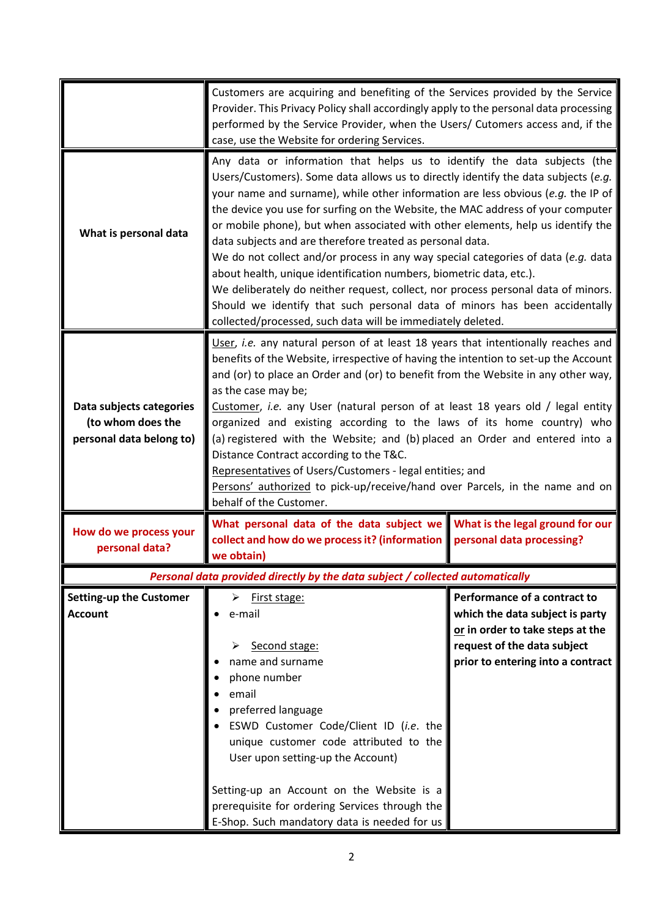| | | |
|---|---|---|
| | Customers are acquiring and benefiting of the Services provided by the Service Provider. This Privacy Policy shall accordingly apply to the personal data processing performed by the Service Provider, when the Users/ Cutomers access and, if the case, use the Website for ordering Services. | |
| **What is personal data** | Any data or information that helps us to identify the data subjects (the Users/Customers). Some data allows us to directly identify the data subjects (*e.g.* your name and surname), while other information are less obvious (*e.g.* the IP of the device you use for surfing on the Website, the MAC address of your computer or mobile phone), but when associated with other elements, help us identify the data subjects and are therefore treated as personal data.<br>We do not collect and/or process in any way special categories of data (*e.g.* data about health, unique identification numbers, biometric data, etc.).<br>We deliberately do neither request, collect, nor process personal data of minors. Should we identify that such personal data of minors has been accidentally collected/processed, such data will be immediately deleted. | |
| **Data subjects categories (to whom does the personal data belong to)** | <u>User</u>, *i.e.* any natural person of at least 18 years that intentionally reaches and benefits of the Website, irrespective of having the intention to set-up the Account and (or) to place an Order and (or) to benefit from the Website in any other way, as the case may be;<br><u>Customer</u>, *i.e.* any User (natural person of at least 18 years old / legal entity organized and existing according to the laws of its home country) who (a) registered with the Website; and (b) placed an Order and entered into a Distance Contract according to the T&C.<br><u>Representatives</u> of Users/Customers - legal entities; and<br><u>Persons' authorized</u> to pick-up/receive/hand over Parcels, in the name and on behalf of the Customer. | |
| **How do we process your personal data?** | **What personal data of the data subject we collect and how do we process it? (information we obtain)** | **What is the legal ground for our personal data processing?** |
| ***Personal data provided directly by the data subject / collected automatically*** | | |
| **Setting-up the Customer Account** | ➢ <u>First stage:</u><br>• e-mail<br><br>➢ <u>Second stage:</u><br>• name and surname<br>• phone number<br>• email<br>• preferred language<br>• ESWD Customer Code/Client ID (*i.e.* the unique customer code attributed to the User upon setting-up the Account)<br><br>Setting-up an Account on the Website is a prerequisite for ordering Services through the E-Shop. Such mandatory data is needed for us | **Performance of a contract to which the data subject is party <u>or</u> in order to take steps at the request of the data subject prior to entering into a contract** |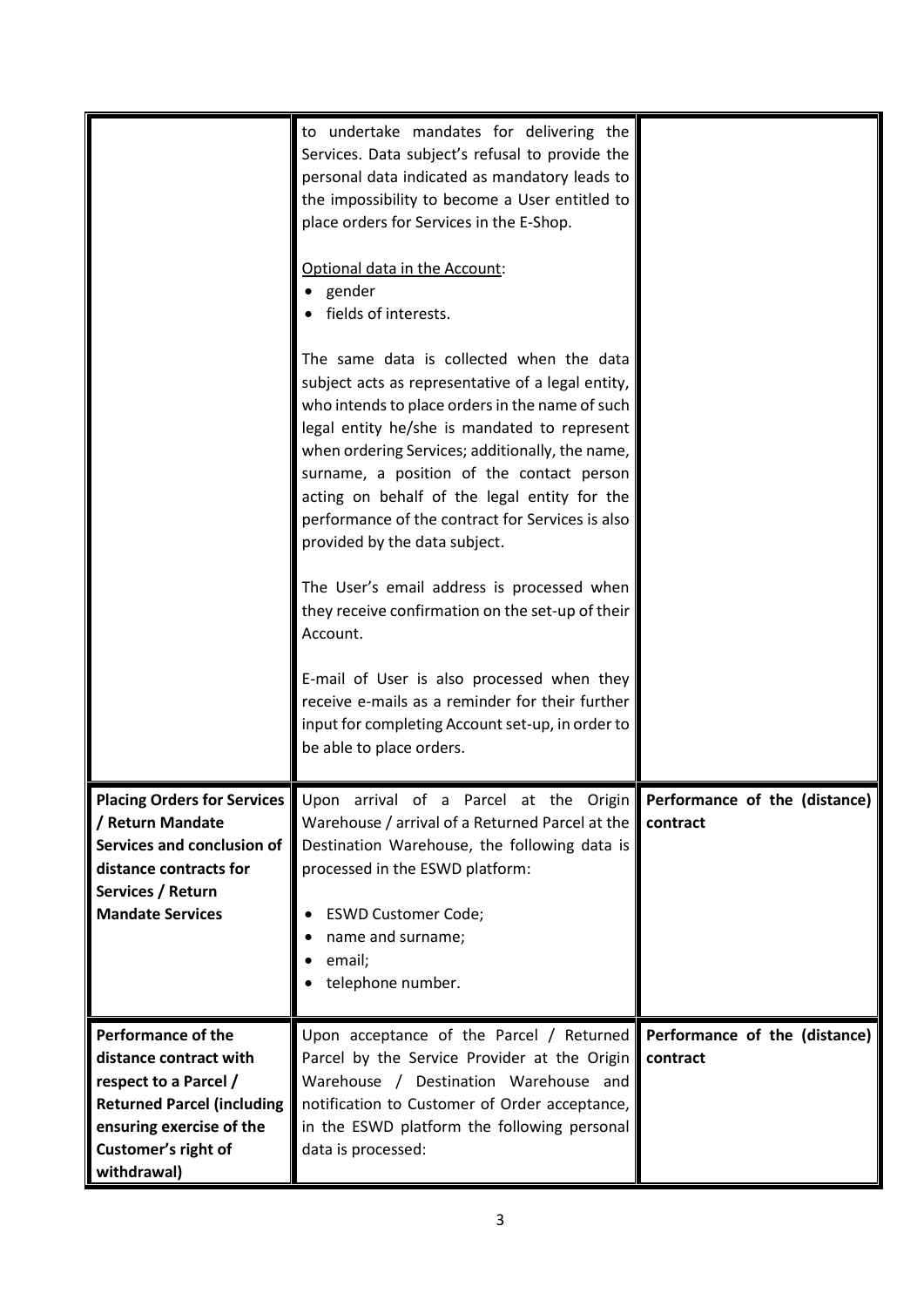| | | |
|---|---|---|
| | to undertake mandates for delivering the Services. Data subject's refusal to provide the personal data indicated as mandatory leads to the impossibility to become a User entitled to place orders for Services in the E-Shop.<br><br><u>Optional data in the Account</u>:<br>• gender<br>• fields of interests.<br><br>The same data is collected when the data subject acts as representative of a legal entity, who intends to place orders in the name of such legal entity he/she is mandated to represent when ordering Services; additionally, the name, surname, a position of the contact person acting on behalf of the legal entity for the performance of the contract for Services is also provided by the data subject.<br><br>The User's email address is processed when they receive confirmation on the set-up of their Account.<br><br>E-mail of User is also processed when they receive e-mails as a reminder for their further input for completing Account set-up, in order to be able to place orders. | |
| **Placing Orders for Services / Return Mandate Services and conclusion of distance contracts for Services / Return Mandate Services** | Upon arrival of a Parcel at the Origin Warehouse / arrival of a Returned Parcel at the Destination Warehouse, the following data is processed in the ESWD platform:<br><br>• ESWD Customer Code;<br>• name and surname;<br>• email;<br>• telephone number. | **Performance of the (distance) contract** |
| **Performance of the distance contract with respect to a Parcel / Returned Parcel (including ensuring exercise of the Customer's right of withdrawal)** | Upon acceptance of the Parcel / Returned Parcel by the Service Provider at the Origin Warehouse / Destination Warehouse and notification to Customer of Order acceptance, in the ESWD platform the following personal data is processed: | **Performance of the (distance) contract** |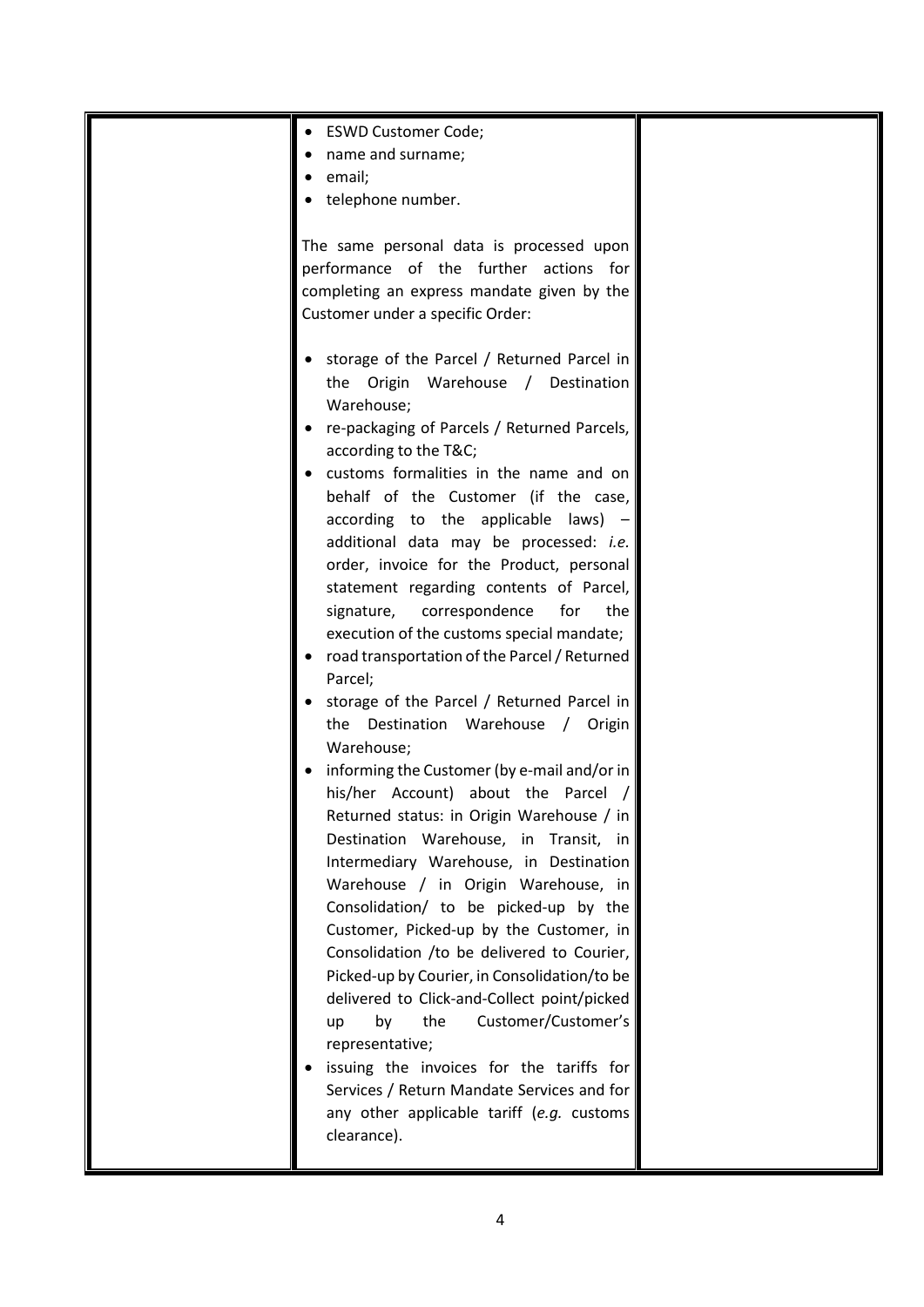|  |  |  |
|---|---|---|
|  | • ESWD Customer Code;<br>• name and surname;<br>• email;<br>• telephone number.<br><br>The same personal data is processed upon performance of the further actions for completing an express mandate given by the Customer under a specific Order:<br><br>• storage of the Parcel / Returned Parcel in the Origin Warehouse / Destination Warehouse;<br>• re-packaging of Parcels / Returned Parcels, according to the T&C;<br>• customs formalities in the name and on behalf of the Customer (if the case, according to the applicable laws) – additional data may be processed: *i.e.* order, invoice for the Product, personal statement regarding contents of Parcel, signature, correspondence for the execution of the customs special mandate;<br>• road transportation of the Parcel / Returned Parcel;<br>• storage of the Parcel / Returned Parcel in the Destination Warehouse / Origin Warehouse;<br>• informing the Customer (by e-mail and/or in his/her Account) about the Parcel / Returned status: in Origin Warehouse / in Destination Warehouse, in Transit, in Intermediary Warehouse, in Destination Warehouse / in Origin Warehouse, in Consolidation/ to be picked-up by the Customer, Picked-up by the Customer, in Consolidation /to be delivered to Courier, Picked-up by Courier, in Consolidation/to be delivered to Click-and-Collect point/picked up by the Customer/Customer's representative;<br>• issuing the invoices for the tariffs for Services / Return Mandate Services and for any other applicable tariff (*e.g.* customs clearance). |  |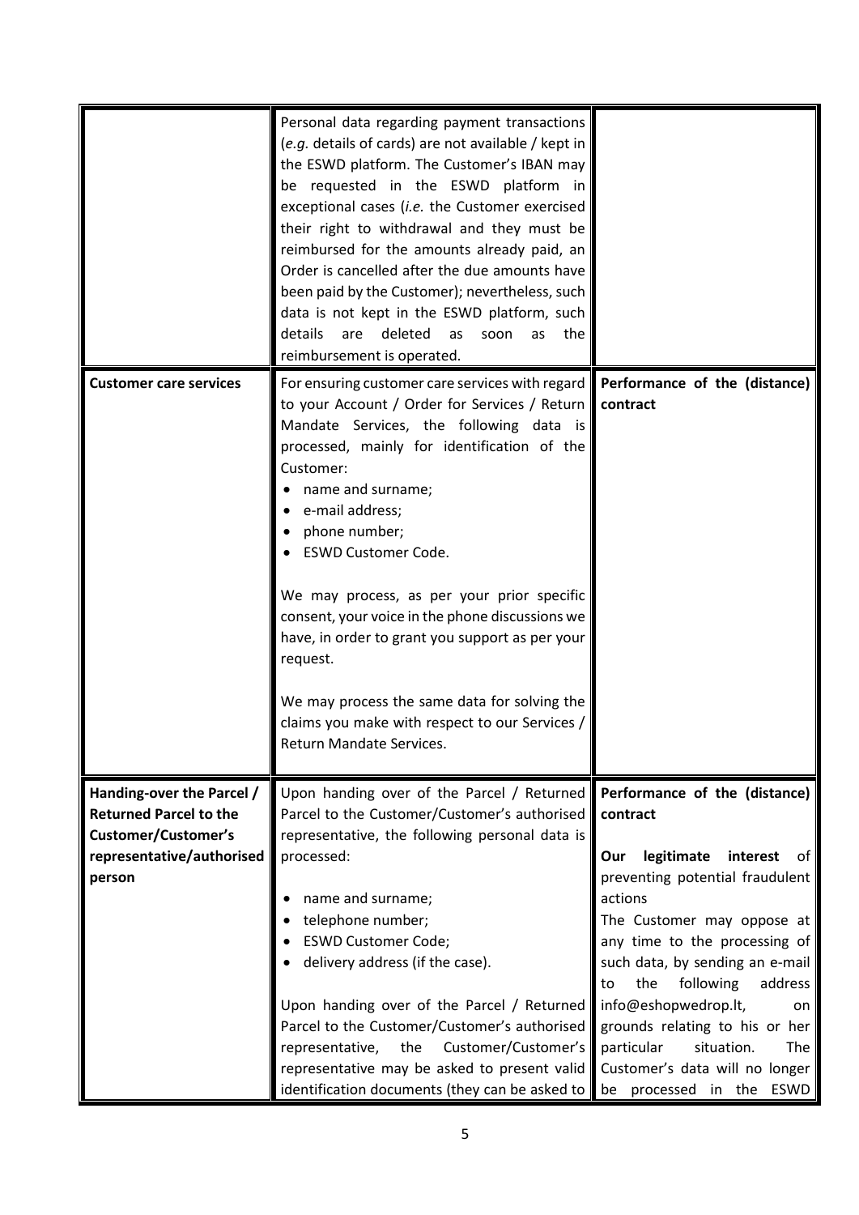| | | |
|---|---|---|
| | Personal data regarding payment transactions (*e.g.* details of cards) are not available / kept in the ESWD platform. The Customer's IBAN may be requested in the ESWD platform in exceptional cases (*i.e.* the Customer exercised their right to withdrawal and they must be reimbursed for the amounts already paid, an Order is cancelled after the due amounts have been paid by the Customer); nevertheless, such data is not kept in the ESWD platform, such details are deleted as soon as the reimbursement is operated. | |
| **Customer care services** | For ensuring customer care services with regard to your Account / Order for Services / Return Mandate Services, the following data is processed, mainly for identification of the Customer:<br>• name and surname;<br>• e-mail address;<br>• phone number;<br>• ESWD Customer Code.<br><br>We may process, as per your prior specific consent, your voice in the phone discussions we have, in order to grant you support as per your request.<br><br>We may process the same data for solving the claims you make with respect to our Services / Return Mandate Services. | **Performance of the (distance) contract** |
| **Handing-over the Parcel / Returned Parcel to the Customer/Customer's representative/authorised person** | Upon handing over of the Parcel / Returned Parcel to the Customer/Customer's authorised representative, the following personal data is processed:<br><br>• name and surname;<br>• telephone number;<br>• ESWD Customer Code;<br>• delivery address (if the case).<br><br>Upon handing over of the Parcel / Returned Parcel to the Customer/Customer's authorised representative, the Customer/Customer's representative may be asked to present valid identification documents (they can be asked to | **Performance of the (distance) contract**<br><br>**Our legitimate interest** of preventing potential fraudulent actions<br>The Customer may oppose at any time to the processing of such data, by sending an e-mail to the following address info@eshopwedrop.lt, on grounds relating to his or her particular situation. The Customer's data will no longer be processed in the ESWD |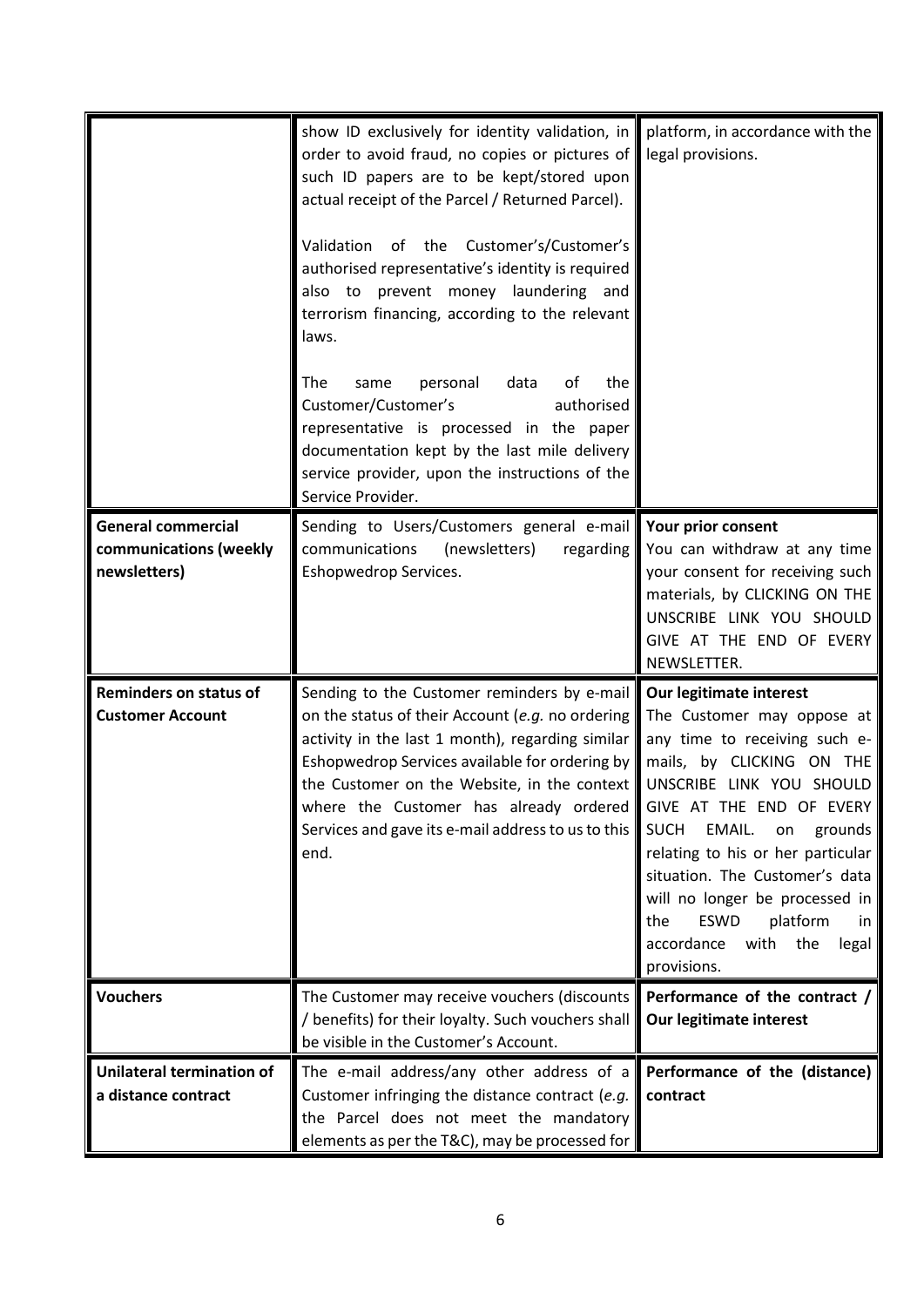| | | |
|---|---|---|
| | show ID exclusively for identity validation, in order to avoid fraud, no copies or pictures of such ID papers are to be kept/stored upon actual receipt of the Parcel / Returned Parcel).<br><br>Validation of the Customer's/Customer's authorised representative's identity is required also to prevent money laundering and terrorism financing, according to the relevant laws.<br><br>The same personal data of the Customer/Customer's authorised representative is processed in the paper documentation kept by the last mile delivery service provider, upon the instructions of the Service Provider. | platform, in accordance with the legal provisions. |
| **General commercial communications (weekly newsletters)** | Sending to Users/Customers general e-mail communications (newsletters) regarding Eshopwedrop Services. | **Your prior consent**<br>You can withdraw at any time your consent for receiving such materials, by CLICKING ON THE UNSCRIBE LINK YOU SHOULD GIVE AT THE END OF EVERY NEWSLETTER. |
| **Reminders on status of Customer Account** | Sending to the Customer reminders by e-mail on the status of their Account (*e.g.* no ordering activity in the last 1 month), regarding similar Eshopwedrop Services available for ordering by the Customer on the Website, in the context where the Customer has already ordered Services and gave its e-mail address to us to this end. | **Our legitimate interest**<br>The Customer may oppose at any time to receiving such e-mails, by CLICKING ON THE UNSCRIBE LINK YOU SHOULD GIVE AT THE END OF EVERY SUCH EMAIL. on grounds relating to his or her particular situation. The Customer's data will no longer be processed in the ESWD platform in accordance with the legal provisions. |
| **Vouchers** | The Customer may receive vouchers (discounts / benefits) for their loyalty. Such vouchers shall be visible in the Customer's Account. | **Performance of the contract / Our legitimate interest** |
| **Unilateral termination of a distance contract** | The e-mail address/any other address of a Customer infringing the distance contract (*e.g.* the Parcel does not meet the mandatory elements as per the T&C), may be processed for | **Performance of the (distance) contract** |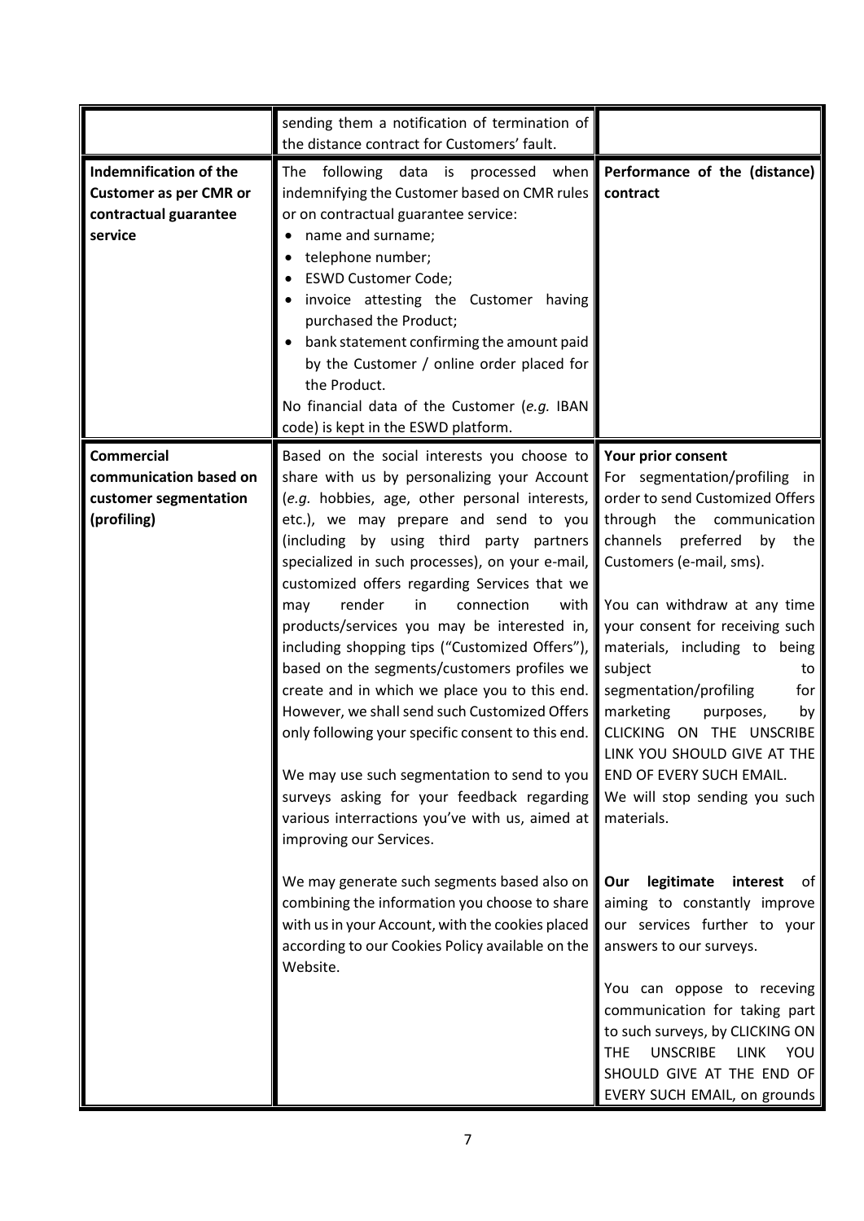| | | |
|---|---|---|
| | sending them a notification of termination of the distance contract for Customers' fault. | |
| **Indemnification of the Customer as per CMR or contractual guarantee service** | The following data is processed when indemnifying the Customer based on CMR rules or on contractual guarantee service:<br>• name and surname;<br>• telephone number;<br>• ESWD Customer Code;<br>• invoice attesting the Customer having purchased the Product;<br>• bank statement confirming the amount paid by the Customer / online order placed for the Product.<br>No financial data of the Customer (*e.g.* IBAN code) is kept in the ESWD platform. | **Performance of the (distance) contract** |
| **Commercial communication based on customer segmentation (profiling)** | Based on the social interests you choose to share with us by personalizing your Account (*e.g.* hobbies, age, other personal interests, etc.), we may prepare and send to you (including by using third party partners specialized in such processes), on your e-mail, customized offers regarding Services that we may render in connection with products/services you may be interested in, including shopping tips ("Customized Offers"), based on the segments/customers profiles we create and in which we place you to this end. However, we shall send such Customized Offers only following your specific consent to this end.<br><br>We may use such segmentation to send to you surveys asking for your feedback regarding various interractions you've with us, aimed at improving our Services.<br><br>We may generate such segments based also on combining the information you choose to share with us in your Account, with the cookies placed according to our Cookies Policy available on the Website. | **Your prior consent**<br>For segmentation/profiling in order to send Customized Offers through the communication channels preferred by the Customers (e-mail, sms).<br><br>You can withdraw at any time your consent for receiving such materials, including to being subject to segmentation/profiling for marketing purposes, by CLICKING ON THE UNSCRIBE LINK YOU SHOULD GIVE AT THE END OF EVERY SUCH EMAIL. We will stop sending you such materials.<br><br>**Our legitimate interest** of aiming to constantly improve our services further to your answers to our surveys.<br><br>You can oppose to receving communication for taking part to such surveys, by CLICKING ON THE UNSCRIBE LINK YOU SHOULD GIVE AT THE END OF EVERY SUCH EMAIL, on grounds |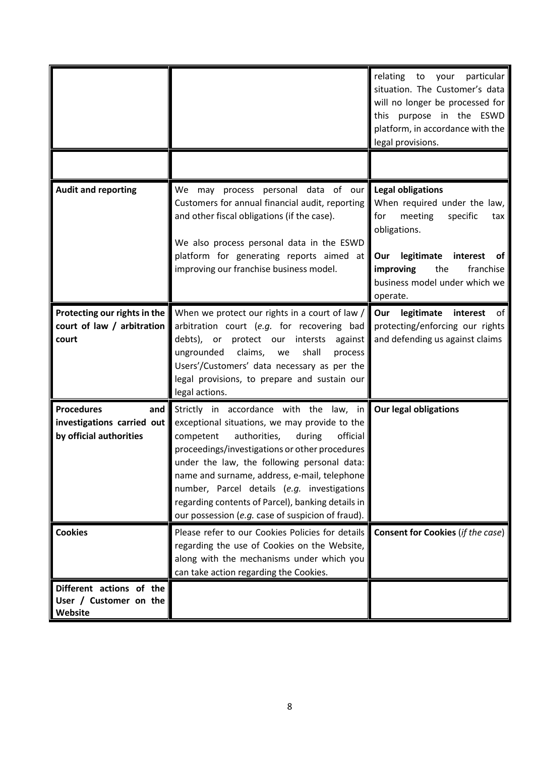| | | |
|---|---|---|
| | | relating to your particular situation. The Customer's data will no longer be processed for this purpose in the ESWD platform, in accordance with the legal provisions. |
| | | |
| **Audit and reporting** | We may process personal data of our Customers for annual financial audit, reporting and other fiscal obligations (if the case).<br><br>We also process personal data in the ESWD platform for generating reports aimed at improving our franchise business model. | **Legal obligations**<br>When required under the law, for meeting specific tax obligations.<br><br>**Our legitimate interest of improving** the franchise business model under which we operate. |
| **Protecting our rights in the court of law / arbitration court** | When we protect our rights in a court of law / arbitration court (*e.g.* for recovering bad debts), or protect our intersts against ungrounded claims, we shall process Users'/Customers' data necessary as per the legal provisions, to prepare and sustain our legal actions. | **Our legitimate interest** of protecting/enforcing our rights and defending us against claims |
| **Procedures and investigations carried out by official authorities** | Strictly in accordance with the law, in exceptional situations, we may provide to the competent authorities, during official proceedings/investigations or other procedures under the law, the following personal data: name and surname, address, e-mail, telephone number, Parcel details (*e.g.* investigations regarding contents of Parcel), banking details in our possession (*e.g.* case of suspicion of fraud). | **Our legal obligations** |
| **Cookies** | Please refer to our Cookies Policies for details regarding the use of Cookies on the Website, along with the mechanisms under which you can take action regarding the Cookies. | **Consent for Cookies** (*if the case*) |
| **Different actions of the User / Customer on the Website** | | |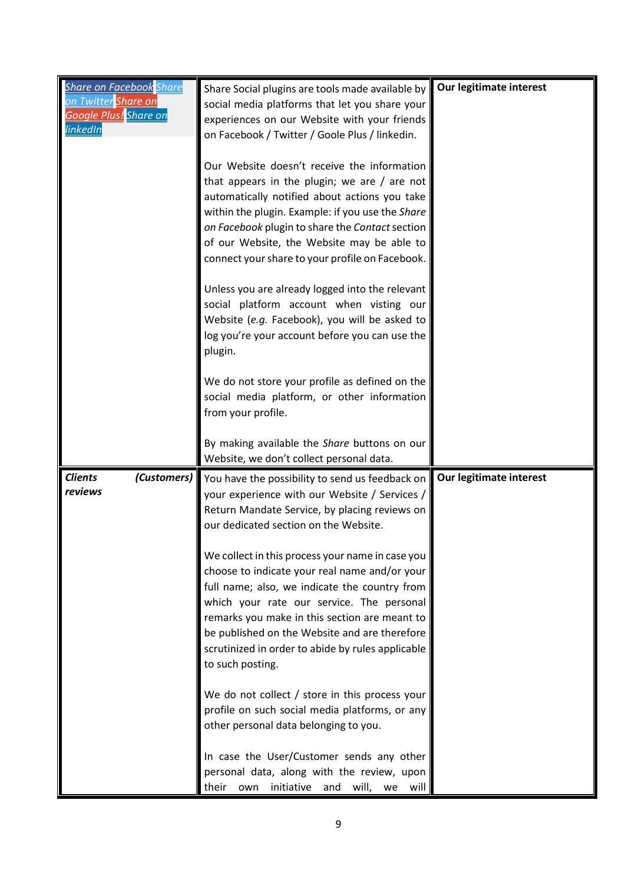| | | |
|---|---|---|
| *Share on Facebook Share on Twitter Share on Google Plus! Share on linkedIn* | Share Social plugins are tools made available by social media platforms that let you share your experiences on our Website with your friends on Facebook / Twitter / Goole Plus / linkedin.<br><br>Our Website doesn't receive the information that appears in the plugin; we are / are not automatically notified about actions you take within the plugin. Example: if you use the *Share on Facebook* plugin to share the *Contact* section of our Website, the Website may be able to connect your share to your profile on Facebook.<br><br>Unless you are already logged into the relevant social platform account when visting our Website (*e.g.* Facebook), you will be asked to log you're your account before you can use the plugin.<br><br>We do not store your profile as defined on the social media platform, or other information from your profile.<br><br>By making available the *Share* buttons on our Website, we don't collect personal data. | **Our legitimate interest** |
| ***Clients (Customers) reviews*** | You have the possibility to send us feedback on your experience with our Website / Services / Return Mandate Service, by placing reviews on our dedicated section on the Website.<br><br>We collect in this process your name in case you choose to indicate your real name and/or your full name; also, we indicate the country from which your rate our service. The personal remarks you make in this section are meant to be published on the Website and are therefore scrutinized in order to abide by rules applicable to such posting.<br><br>We do not collect / store in this process your profile on such social media platforms, or any other personal data belonging to you.<br><br>In case the User/Customer sends any other personal data, along with the review, upon their own initiative and will, we will | **Our legitimate interest** |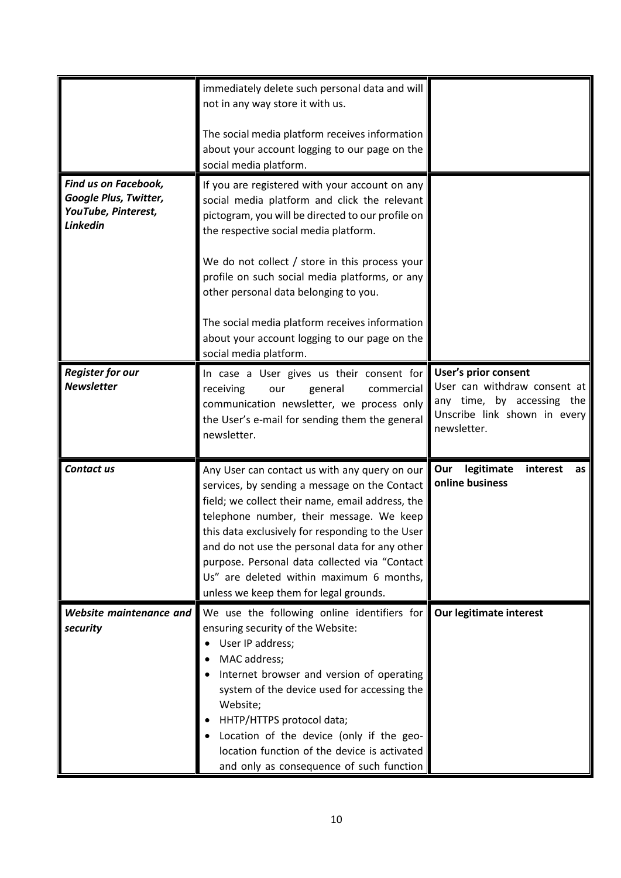| | | |
|---|---|---|
| | immediately delete such personal data and will not in any way store it with us.<br><br>The social media platform receives information about your account logging to our page on the social media platform. | |
| ***Find us on Facebook, Google Plus, Twitter, YouTube, Pinterest, Linkedin*** | If you are registered with your account on any social media platform and click the relevant pictogram, you will be directed to our profile on the respective social media platform.<br><br>We do not collect / store in this process your profile on such social media platforms, or any other personal data belonging to you.<br><br>The social media platform receives information about your account logging to our page on the social media platform. | |
| ***Register for our Newsletter*** | In case a User gives us their consent for receiving our general commercial communication newsletter, we process only the User's e-mail for sending them the general newsletter. | **User's prior consent**<br>User can withdraw consent at any time, by accessing the Unscribe link shown in every newsletter. |
| ***Contact us*** | Any User can contact us with any query on our services, by sending a message on the Contact field; we collect their name, email address, the telephone number, their message. We keep this data exclusively for responding to the User and do not use the personal data for any other purpose. Personal data collected via "Contact Us" are deleted within maximum 6 months, unless we keep them for legal grounds. | **Our legitimate interest as online business** |
| ***Website maintenance and security*** | We use the following online identifiers for ensuring security of the Website:<br>• User IP address;<br>• MAC address;<br>• Internet browser and version of operating system of the device used for accessing the Website;<br>• HHTP/HTTPS protocol data;<br>• Location of the device (only if the geo-location function of the device is activated and only as consequence of such function | **Our legitimate interest** |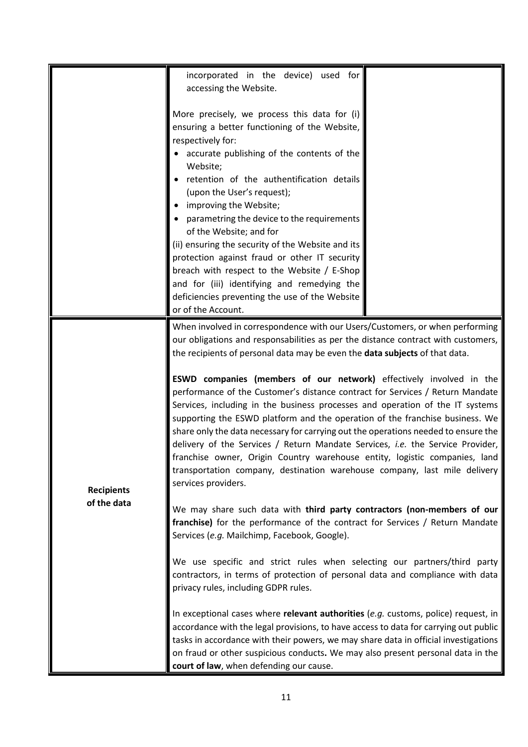| | | |
|---|---|---|
| | incorporated in the device) used for accessing the Website.<br><br>More precisely, we process this data for (i) ensuring a better functioning of the Website, respectively for:<br>• accurate publishing of the contents of the Website;<br>• retention of the authentification details (upon the User's request);<br>• improving the Website;<br>• parametring the device to the requirements of the Website; and for<br>(ii) ensuring the security of the Website and its protection against fraud or other IT security breach with respect to the Website / E-Shop and for (iii) identifying and remedying the deficiencies preventing the use of the Website or of the Account. | |
| **Recipients of the data** | When involved in correspondence with our Users/Customers, or when performing our obligations and responsabilities as per the distance contract with customers, the recipients of personal data may be even the **data subjects** of that data.<br><br>**ESWD companies (members of our network)** effectively involved in the performance of the Customer's distance contract for Services / Return Mandate Services, including in the business processes and operation of the IT systems supporting the ESWD platform and the operation of the franchise business. We share only the data necessary for carrying out the operations needed to ensure the delivery of the Services / Return Mandate Services, *i.e.* the Service Provider, franchise owner, Origin Country warehouse entity, logistic companies, land transportation company, destination warehouse company, last mile delivery services providers.<br><br>We may share such data with **third party contractors (non-members of our franchise)** for the performance of the contract for Services / Return Mandate Services (*e.g.* Mailchimp, Facebook, Google).<br><br>We use specific and strict rules when selecting our partners/third party contractors, in terms of protection of personal data and compliance with data privacy rules, including GDPR rules.<br><br>In exceptional cases where **relevant authorities** (*e.g.* customs, police) request, in accordance with the legal provisions, to have access to data for carrying out public tasks in accordance with their powers, we may share data in official investigations on fraud or other suspicious conducts**.** We may also present personal data in the **court of law**, when defending our cause. | |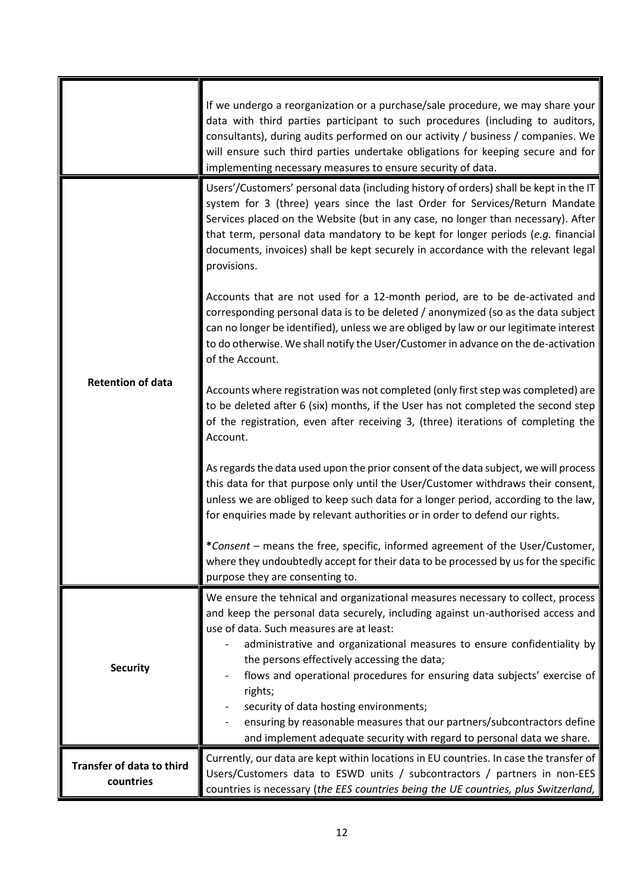| | |
|---|---|
| | If we undergo a reorganization or a purchase/sale procedure, we may share your data with third parties participant to such procedures (including to auditors, consultants), during audits performed on our activity / business / companies. We will ensure such third parties undertake obligations for keeping secure and for implementing necessary measures to ensure security of data. |
| **Retention of data** | Users'/Customers' personal data (including history of orders) shall be kept in the IT system for 3 (three) years since the last Order for Services/Return Mandate Services placed on the Website (but in any case, no longer than necessary). After that term, personal data mandatory to be kept for longer periods (*e.g.* financial documents, invoices) shall be kept securely in accordance with the relevant legal provisions.<br><br>Accounts that are not used for a 12-month period, are to be de-activated and corresponding personal data is to be deleted / anonymized (so as the data subject can no longer be identified), unless we are obliged by law or our legitimate interest to do otherwise. We shall notify the User/Customer in advance on the de-activation of the Account.<br><br>Accounts where registration was not completed (only first step was completed) are to be deleted after 6 (six) months, if the User has not completed the second step of the registration, even after receiving 3, (three) iterations of completing the Account.<br><br>As regards the data used upon the prior consent of the data subject, we will process this data for that purpose only until the User/Customer withdraws their consent, unless we are obliged to keep such data for a longer period, according to the law, for enquiries made by relevant authorities or in order to defend our rights.<br><br>**\****Consent* – means the free, specific, informed agreement of the User/Customer, where they undoubtedly accept for their data to be processed by us for the specific purpose they are consenting to. |
| **Security** | We ensure the tehnical and organizational measures necessary to collect, process and keep the personal data securely, including against un-authorised access and use of data. Such measures are at least:<br>- administrative and organizational measures to ensure confidentiality by the persons effectively accessing the data;<br>- flows and operational procedures for ensuring data subjects' exercise of rights;<br>- security of data hosting environments;<br>- ensuring by reasonable measures that our partners/subcontractors define and implement adequate security with regard to personal data we share. |
| **Transfer of data to third countries** | Currently, our data are kept within locations in EU countries. In case the transfer of Users/Customers data to ESWD units / subcontractors / partners in non-EES countries is necessary (*the EES countries being the UE countries, plus Switzerland,* |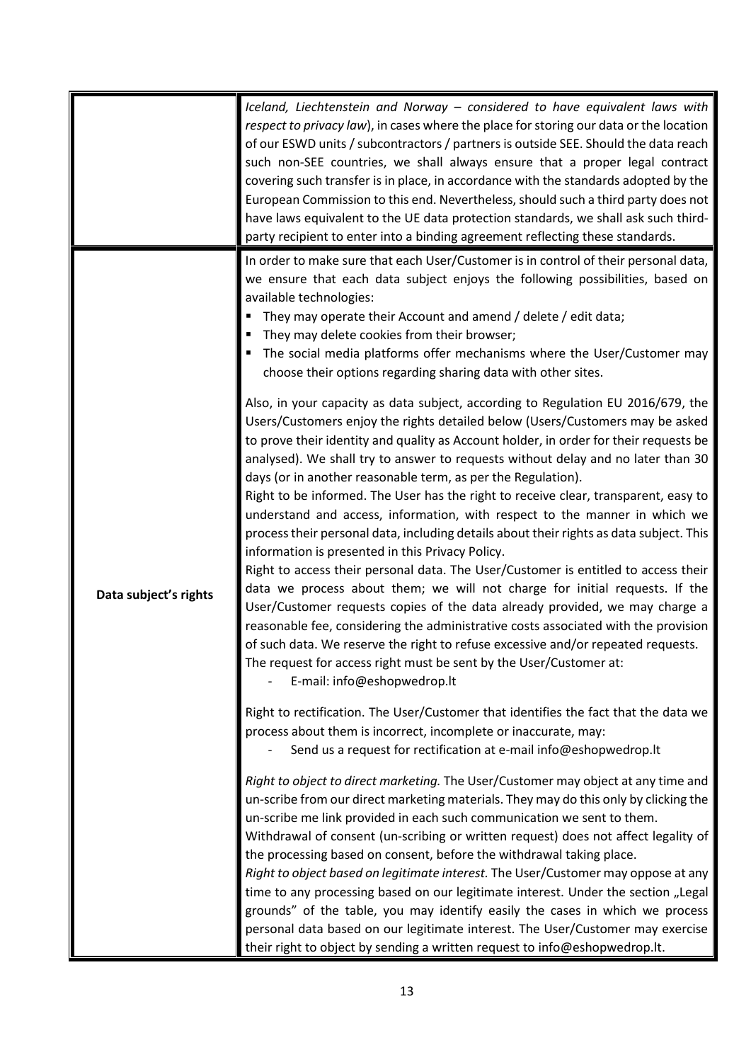| | |
|---|---|
| | *Iceland, Liechtenstein and Norway – considered to have equivalent laws with respect to privacy law*), in cases where the place for storing our data or the location of our ESWD units / subcontractors / partners is outside SEE. Should the data reach such non-SEE countries, we shall always ensure that a proper legal contract covering such transfer is in place, in accordance with the standards adopted by the European Commission to this end. Nevertheless, should such a third party does not have laws equivalent to the UE data protection standards, we shall ask such third-party recipient to enter into a binding agreement reflecting these standards. |
| **Data subject's rights** | In order to make sure that each User/Customer is in control of their personal data, we ensure that each data subject enjoys the following possibilities, based on available technologies:<br>▪ They may operate their Account and amend / delete / edit data;<br>▪ They may delete cookies from their browser;<br>▪ The social media platforms offer mechanisms where the User/Customer may choose their options regarding sharing data with other sites.<br><br>Also, in your capacity as data subject, according to Regulation EU 2016/679, the Users/Customers enjoy the rights detailed below (Users/Customers may be asked to prove their identity and quality as Account holder, in order for their requests be analysed). We shall try to answer to requests without delay and no later than 30 days (or in another reasonable term, as per the Regulation).<br>Right to be informed. The User has the right to receive clear, transparent, easy to understand and access, information, with respect to the manner in which we process their personal data, including details about their rights as data subject. This information is presented in this Privacy Policy.<br>Right to access their personal data. The User/Customer is entitled to access their data we process about them; we will not charge for initial requests. If the User/Customer requests copies of the data already provided, we may charge a reasonable fee, considering the administrative costs associated with the provision of such data. We reserve the right to refuse excessive and/or repeated requests.<br>The request for access right must be sent by the User/Customer at:<br>- E-mail: info@eshopwedrop.lt<br><br>Right to rectification. The User/Customer that identifies the fact that the data we process about them is incorrect, incomplete or inaccurate, may:<br>- Send us a request for rectification at e-mail info@eshopwedrop.lt<br><br>*Right to object to direct marketing.* The User/Customer may object at any time and un-scribe from our direct marketing materials. They may do this only by clicking the un-scribe me link provided in each such communication we sent to them.<br>Withdrawal of consent (un-scribing or written request) does not affect legality of the processing based on consent, before the withdrawal taking place.<br>*Right to object based on legitimate interest.* The User/Customer may oppose at any time to any processing based on our legitimate interest. Under the section „Legal grounds" of the table, you may identify easily the cases in which we process personal data based on our legitimate interest. The User/Customer may exercise their right to object by sending a written request to info@eshopwedrop.lt. |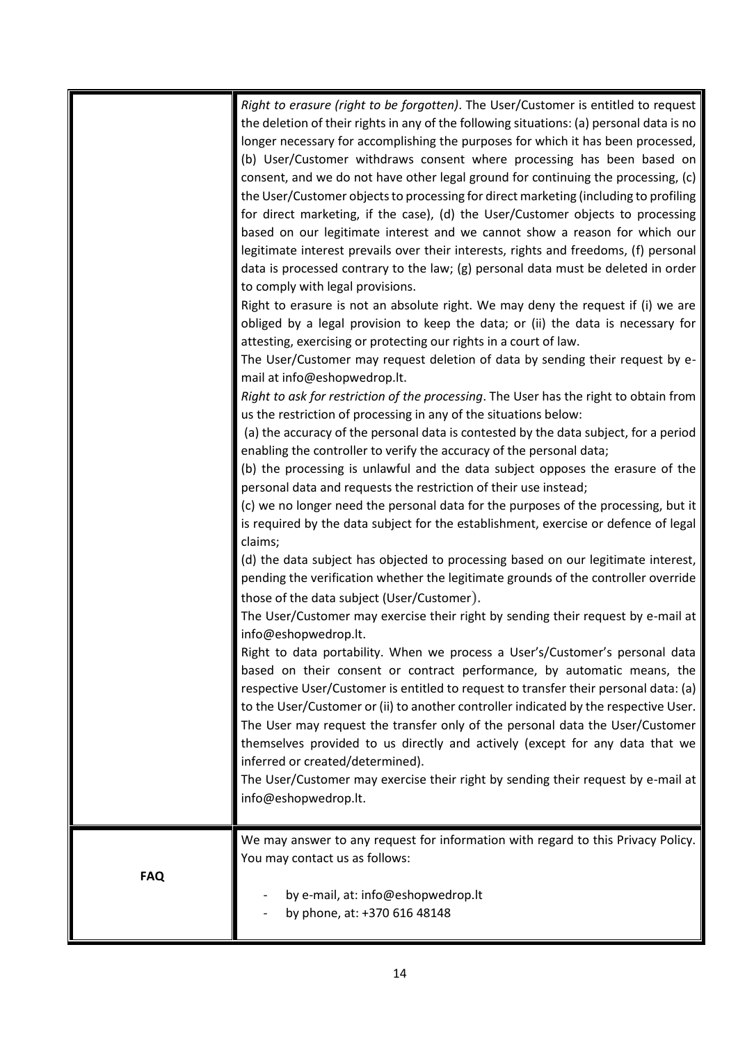| | |
|---|---|
| | *Right to erasure (right to be forgotten)*. The User/Customer is entitled to request the deletion of their rights in any of the following situations: (a) personal data is no longer necessary for accomplishing the purposes for which it has been processed, (b) User/Customer withdraws consent where processing has been based on consent, and we do not have other legal ground for continuing the processing, (c) the User/Customer objects to processing for direct marketing (including to profiling for direct marketing, if the case), (d) the User/Customer objects to processing based on our legitimate interest and we cannot show a reason for which our legitimate interest prevails over their interests, rights and freedoms, (f) personal data is processed contrary to the law; (g) personal data must be deleted in order to comply with legal provisions.<br>Right to erasure is not an absolute right. We may deny the request if (i) we are obliged by a legal provision to keep the data; or (ii) the data is necessary for attesting, exercising or protecting our rights in a court of law.<br>The User/Customer may request deletion of data by sending their request by e-mail at info@eshopwedrop.lt.<br>*Right to ask for restriction of the processing*. The User has the right to obtain from us the restriction of processing in any of the situations below:<br>(a) the accuracy of the personal data is contested by the data subject, for a period enabling the controller to verify the accuracy of the personal data;<br>(b) the processing is unlawful and the data subject opposes the erasure of the personal data and requests the restriction of their use instead;<br>(c) we no longer need the personal data for the purposes of the processing, but it is required by the data subject for the establishment, exercise or defence of legal claims;<br>(d) the data subject has objected to processing based on our legitimate interest, pending the verification whether the legitimate grounds of the controller override those of the data subject (User/Customer).<br>The User/Customer may exercise their right by sending their request by e-mail at info@eshopwedrop.lt.<br>Right to data portability. When we process a User's/Customer's personal data based on their consent or contract performance, by automatic means, the respective User/Customer is entitled to request to transfer their personal data: (a) to the User/Customer or (ii) to another controller indicated by the respective User. The User may request the transfer only of the personal data the User/Customer themselves provided to us directly and actively (except for any data that we inferred or created/determined).<br>The User/Customer may exercise their right by sending their request by e-mail at info@eshopwedrop.lt. |
| **FAQ** | We may answer to any request for information with regard to this Privacy Policy. You may contact us as follows:<br>- by e-mail, at: info@eshopwedrop.lt<br>- by phone, at: +370 616 48148 |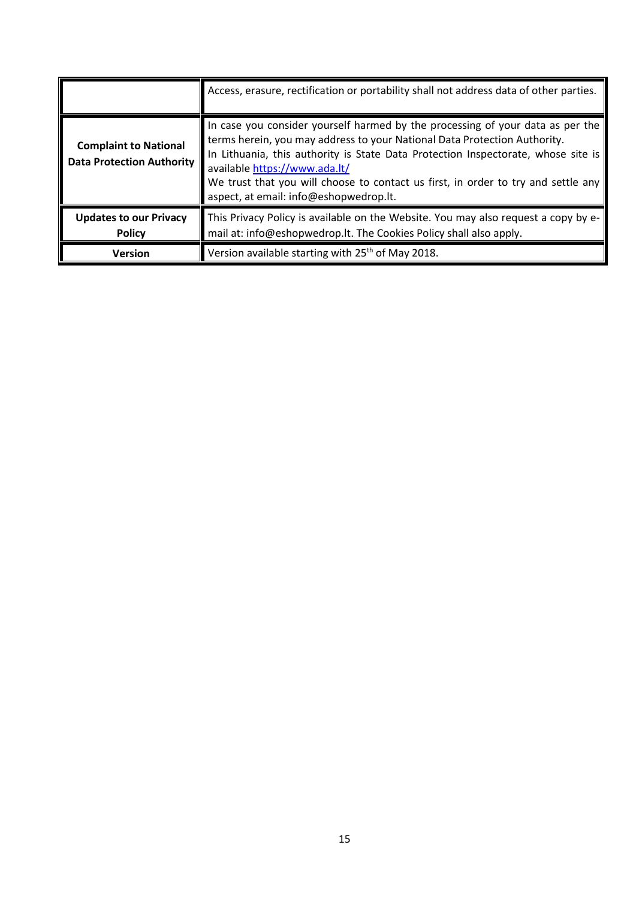| | |
|---|---|
| | Access, erasure, rectification or portability shall not address data of other parties. |
| **Complaint to National Data Protection Authority** | In case you consider yourself harmed by the processing of your data as per the terms herein, you may address to your National Data Protection Authority.<br>In Lithuania, this authority is State Data Protection Inspectorate, whose site is available https://www.ada.lt/<br>We trust that you will choose to contact us first, in order to try and settle any aspect, at email: info@eshopwedrop.lt. |
| **Updates to our Privacy Policy** | This Privacy Policy is available on the Website. You may also request a copy by e-mail at: info@eshopwedrop.lt. The Cookies Policy shall also apply. |
| **Version** | Version available starting with 25th of May 2018. |